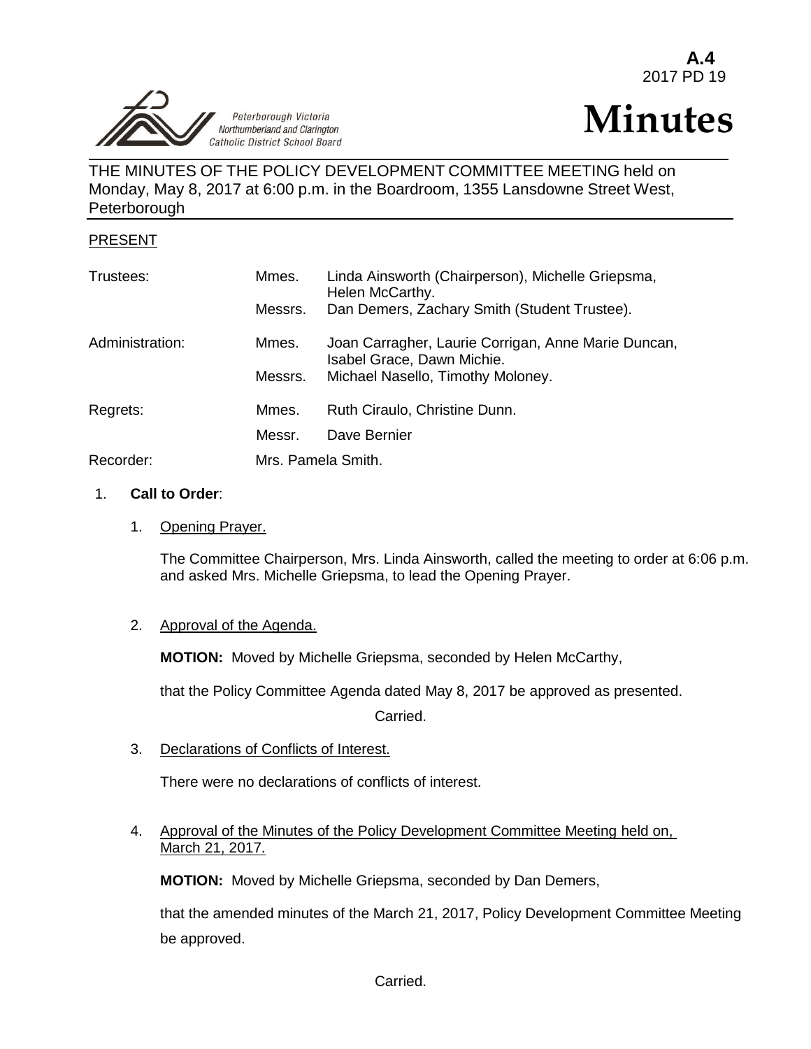**A.4**
2017 PD 19

Peterborough Victoria Northumberland and Clarington Catholic District School Board

# Minutes

THE MINUTES OF THE POLICY DEVELOPMENT COMMITTEE MEETING held on Monday, May 8, 2017 at 6:00 p.m. in the Boardroom, 1355 Lansdowne Street West, Peterborough

## PRESENT

| | | |
|---|---|---|
| Trustees: | Mmes. | Linda Ainsworth (Chairperson), Michelle Griepsma, Helen McCarthy. |
| | Messrs. | Dan Demers, Zachary Smith (Student Trustee). |
| Administration: | Mmes. | Joan Carragher, Laurie Corrigan, Anne Marie Duncan, Isabel Grace, Dawn Michie. |
| | Messrs. | Michael Nasello, Timothy Moloney. |
| Regrets: | Mmes. | Ruth Ciraulo, Christine Dunn. |
| | Messr. | Dave Bernier |
| Recorder: | Mrs. Pamela Smith. | |

1. **Call to Order**:

   1. Opening Prayer.

      The Committee Chairperson, Mrs. Linda Ainsworth, called the meeting to order at 6:06 p.m. and asked Mrs. Michelle Griepsma, to lead the Opening Prayer.

   2. Approval of the Agenda.

      **MOTION:** Moved by Michelle Griepsma, seconded by Helen McCarthy,

      that the Policy Committee Agenda dated May 8, 2017 be approved as presented.

      Carried.

   3. Declarations of Conflicts of Interest.

      There were no declarations of conflicts of interest.

   4. Approval of the Minutes of the Policy Development Committee Meeting held on, March 21, 2017.

      **MOTION:** Moved by Michelle Griepsma, seconded by Dan Demers,

      that the amended minutes of the March 21, 2017, Policy Development Committee Meeting be approved.

      Carried.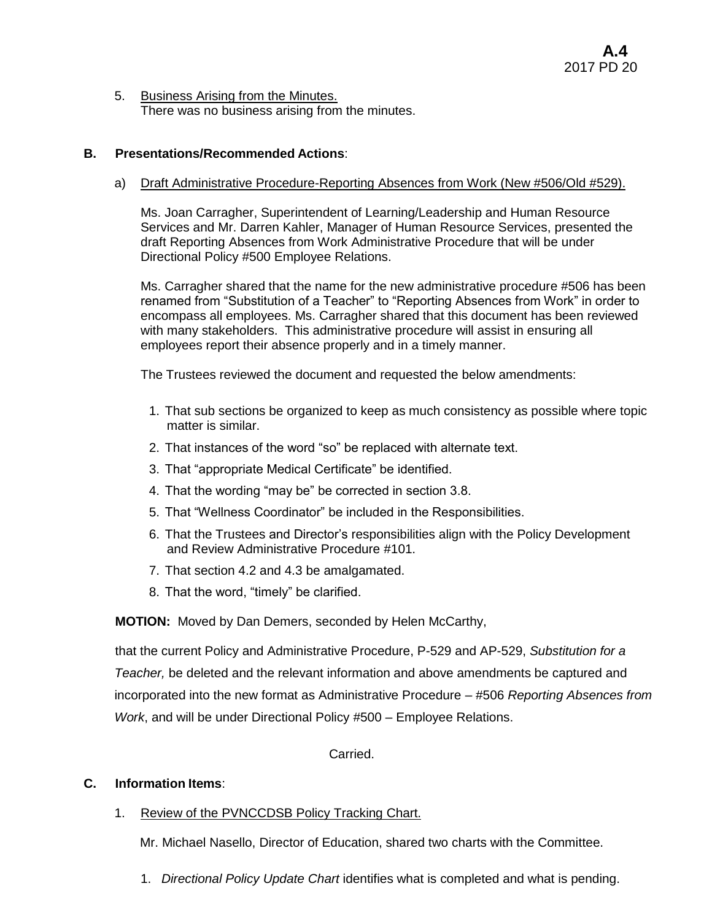5. Business Arising from the Minutes.
   There was no business arising from the minutes.

**B. Presentations/Recommended Actions**:

a) Draft Administrative Procedure-Reporting Absences from Work (New #506/Old #529).

Ms. Joan Carragher, Superintendent of Learning/Leadership and Human Resource Services and Mr. Darren Kahler, Manager of Human Resource Services, presented the draft Reporting Absences from Work Administrative Procedure that will be under Directional Policy #500 Employee Relations.

Ms. Carragher shared that the name for the new administrative procedure #506 has been renamed from "Substitution of a Teacher" to "Reporting Absences from Work" in order to encompass all employees. Ms. Carragher shared that this document has been reviewed with many stakeholders. This administrative procedure will assist in ensuring all employees report their absence properly and in a timely manner.

The Trustees reviewed the document and requested the below amendments:

1. That sub sections be organized to keep as much consistency as possible where topic matter is similar.
2. That instances of the word "so" be replaced with alternate text.
3. That "appropriate Medical Certificate" be identified.
4. That the wording "may be" be corrected in section 3.8.
5. That "Wellness Coordinator" be included in the Responsibilities.
6. That the Trustees and Director's responsibilities align with the Policy Development and Review Administrative Procedure #101.
7. That section 4.2 and 4.3 be amalgamated.
8. That the word, "timely" be clarified.

**MOTION:** Moved by Dan Demers, seconded by Helen McCarthy,

that the current Policy and Administrative Procedure, P-529 and AP-529, *Substitution for a Teacher,* be deleted and the relevant information and above amendments be captured and incorporated into the new format as Administrative Procedure – #506 *Reporting Absences from Work*, and will be under Directional Policy #500 – Employee Relations.

Carried.

**C. Information Items**:

1. Review of the PVNCCDSB Policy Tracking Chart.

Mr. Michael Nasello, Director of Education, shared two charts with the Committee.

1. *Directional Policy Update Chart* identifies what is completed and what is pending.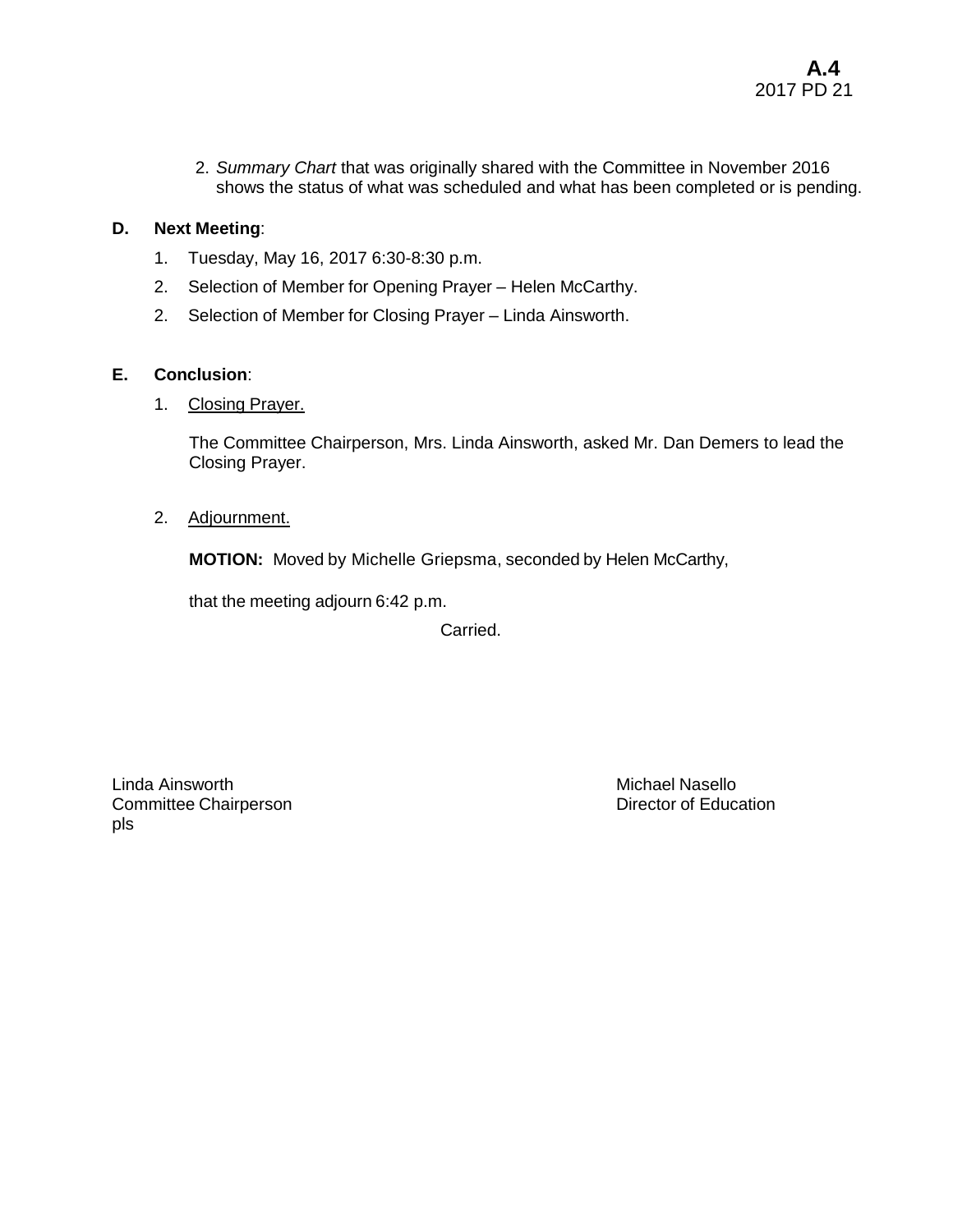2. *Summary Chart* that was originally shared with the Committee in November 2016 shows the status of what was scheduled and what has been completed or is pending.

**D. Next Meeting**:

1. Tuesday, May 16, 2017 6:30-8:30 p.m.
2. Selection of Member for Opening Prayer – Helen McCarthy.
2. Selection of Member for Closing Prayer – Linda Ainsworth.

**E. Conclusion**:

1. Closing Prayer.

   The Committee Chairperson, Mrs. Linda Ainsworth, asked Mr. Dan Demers to lead the Closing Prayer.

2. Adjournment.

   **MOTION:** Moved by Michelle Griepsma, seconded by Helen McCarthy,

   that the meeting adjourn 6:42 p.m.

   Carried.

Linda Ainsworth
Committee Chairperson
pls

Michael Nasello
Director of Education